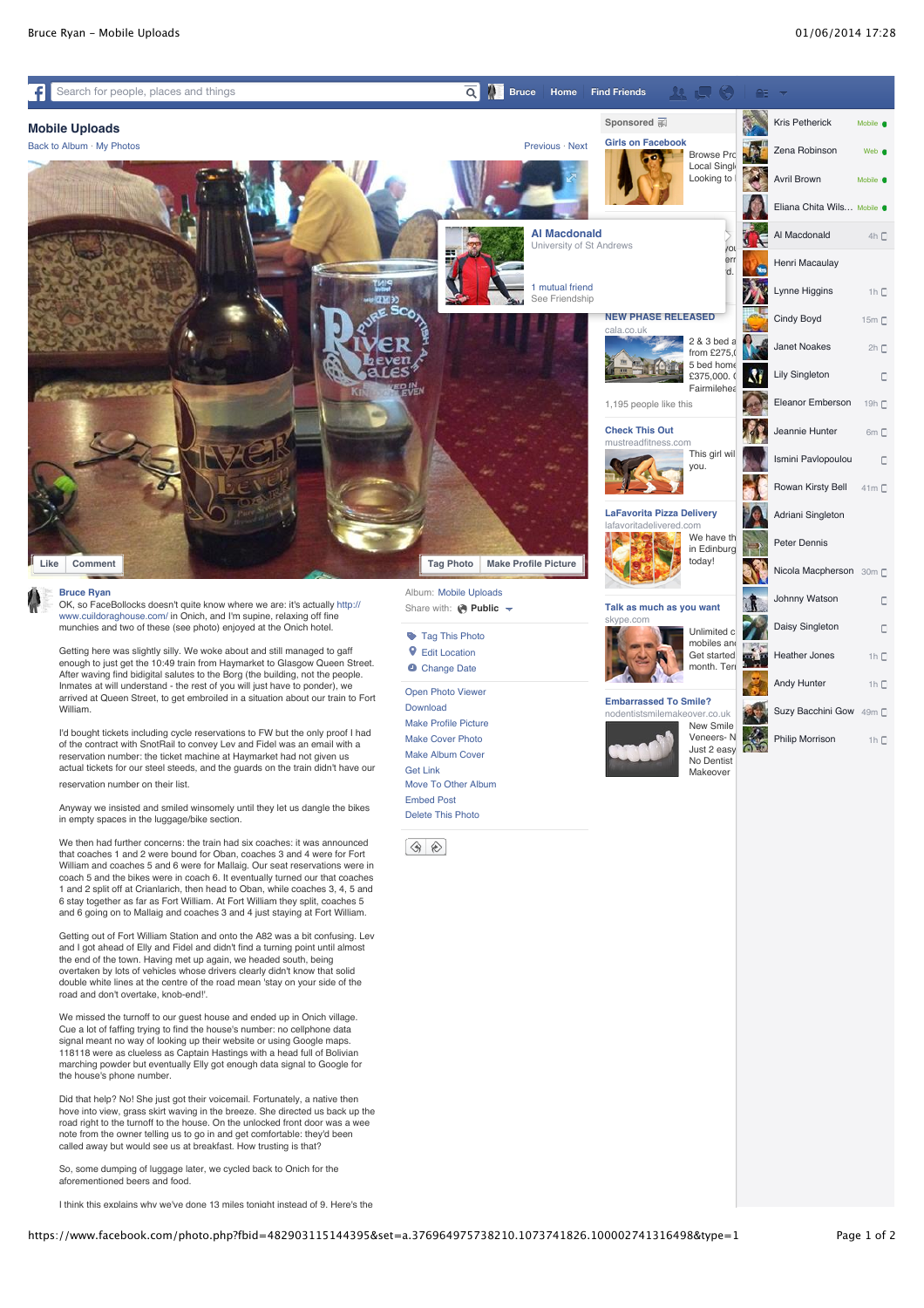# Mobile Uploads

Back to Album · My Photos

Previous · Next

**Bruce Ryan**

OK, so FaceBollocks doesn't quite know where we are: it's actually http://www.cuildoraghouse.com/ in Onich, and I'm supine, relaxing off fine munchies and two of these (see photo) enjoyed at the Onich hotel.

Getting here was slightly silly. We woke about and still managed to gaff enough to just get the 10:49 train from Haymarket to Glasgow Queen Street. After waving find bidigital salutes to the Borg (the building, not the people. Inmates at will understand - the rest of you will just have to ponder), we arrived at Queen Street, to get embroiled in a situation about our train to Fort William.

I'd bought tickets including cycle reservations to FW but the only proof I had of the contract with SnotRail to convey Lev and Fidel was an email with a reservation number: the ticket machine at Haymarket had not given us actual tickets for our steel steeds, and the guards on the train didn't have our reservation number on their list.

Anyway we insisted and smiled winsomely until they let us dangle the bikes in empty spaces in the luggage/bike section.

We then had further concerns: the train had six coaches: it was announced that coaches 1 and 2 were bound for Oban, coaches 3 and 4 were for Fort William and coaches 5 and 6 were for Mallaig. Our seat reservations were in coach 5 and the bikes were in coach 6. It eventually turned our that coaches 1 and 2 split off at Crianlarich, then head to Oban, while coaches 3, 4, 5 and 6 stay together as far as Fort William. At Fort William they split, coaches 5 and 6 going on to Mallaig and coaches 3 and 4 just staying at Fort William.

Getting out of Fort William Station and onto the A82 was a bit confusing. Lev and I got ahead of Elly and Fidel and didn't find a turning point until almost the end of the town. Having met up again, we headed south, being overtaken by lots of vehicles whose drivers clearly didn't know that solid double white lines at the centre of the road mean 'stay on your side of the road and don't overtake, knob-end!'.

We missed the turnoff to our guest house and ended up in Onich village. Cue a lot of faffing trying to find the house's number: no cellphone data signal meant no way of looking up their website or using Google maps. 118118 were as clueless as Captain Hastings with a head full of Bolivian marching powder but eventually Elly got enough data signal to Google for the house's phone number.

Did that help? No! She just got their voicemail. Fortunately, a native then hove into view, grass skirt waving in the breeze. She directed us back up the road right to the turnoff to the house. On the unlocked front door was a wee note from the owner telling us to go in and get comfortable: they'd been called away but would see us at breakfast. How trusting is that?

So, some dumping of luggage later, we cycled back to Onich for the aforementioned beers and food.

I think this explains why we've done 13 miles tonight instead of 9. Here's the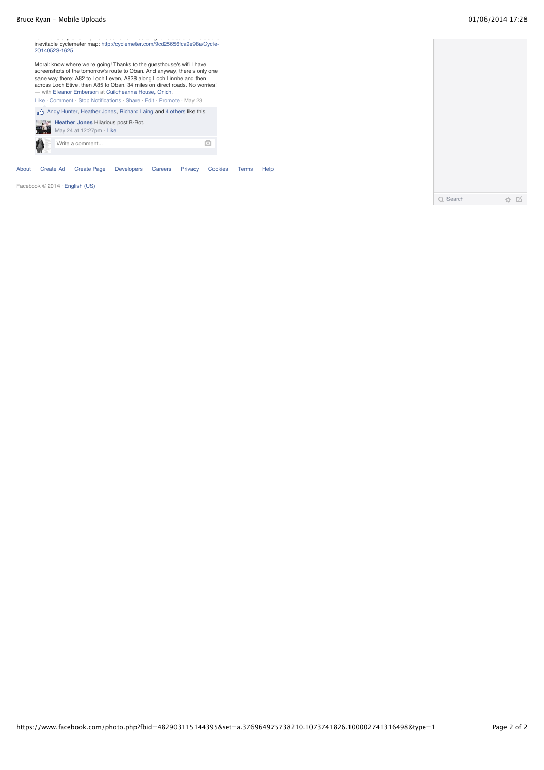inevitable cyclemeter map: http://cyclemeter.com/9cd25656fca9e98a/Cycle-20140523-1625

Moral: know where we're going! Thanks to the guesthouse's wifi I have screenshots of the tomorrow's route to Oban. And anyway, there's only one sane way there: A82 to Loch Leven, A828 along Loch Linnhe and then across Loch Etive, then A85 to Oban. 34 miles on direct roads. No worries!
— with Eleanor Emberson at Cuilcheanna House, Onich.

Like · Comment · Stop Notifications · Share · Edit · Promote · May 23

Andy Hunter, Heather Jones, Richard Laing and 4 others like this.

**Heather Jones** Hilarious post B-Bot.
May 24 at 12:27pm · Like

Write a comment...

About Create Ad Create Page Developers Careers Privacy Cookies Terms Help

Facebook © 2014 · English (US)

Search